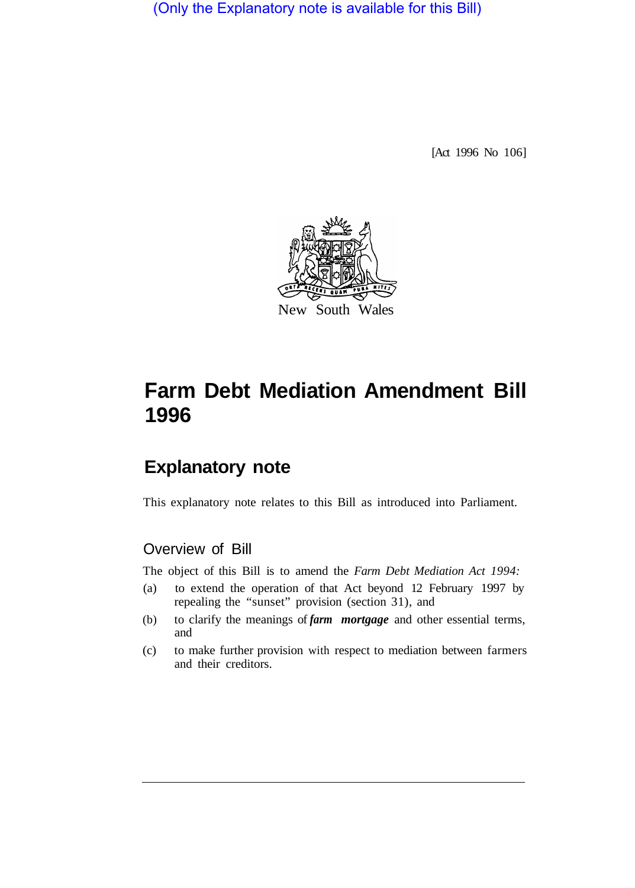(Only the Explanatory note is available for this Bill)

[Act 1996 No 106]

New South Wales

# Farm Debt Mediation Amendment Bill 1996

## Explanatory note

This explanatory note relates to this Bill as introduced into Parliament.

### Overview of Bill

The object of this Bill is to amend the *Farm Debt Mediation Act 1994:*

(a) to extend the operation of that Act beyond 12 February 1997 by repealing the "sunset" provision (section 31), and

(b) to clarify the meanings of ***farm mortgage*** and other essential terms, and

(c) to make further provision with respect to mediation between farmers and their creditors.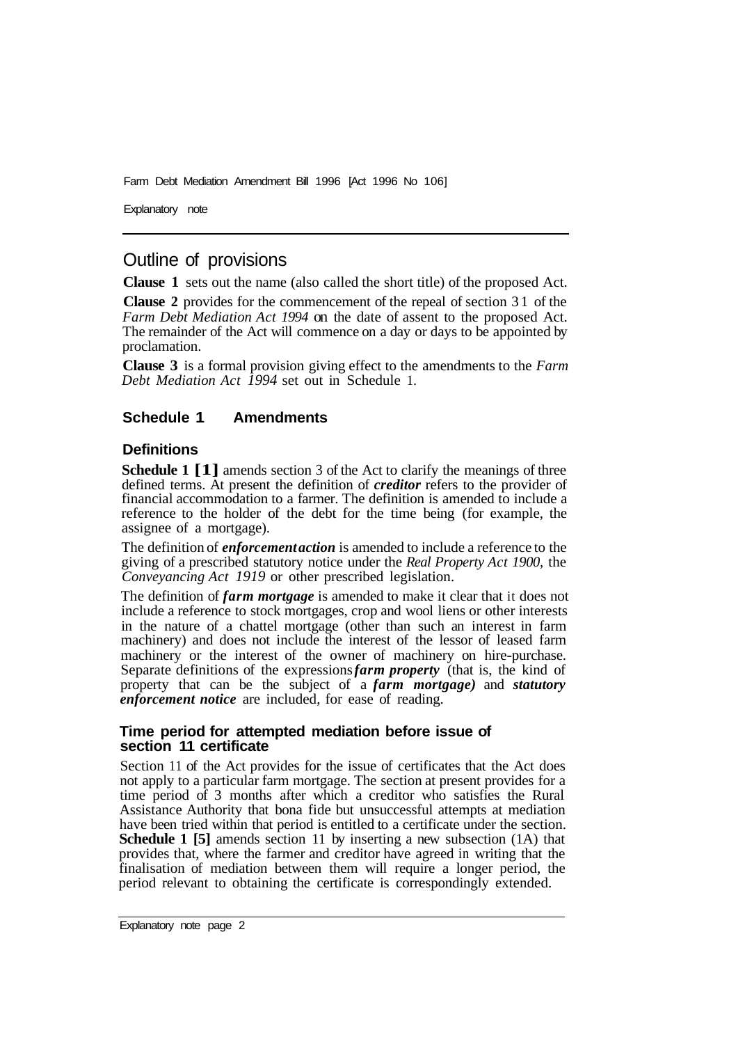## Outline of provisions

**Clause 1** sets out the name (also called the short title) of the proposed Act.

**Clause 2** provides for the commencement of the repeal of section 31 of the *Farm Debt Mediation Act 1994* on the date of assent to the proposed Act. The remainder of the Act will commence on a day or days to be appointed by proclamation.

**Clause 3** is a formal provision giving effect to the amendments to the *Farm Debt Mediation Act 1994* set out in Schedule 1.

### Schedule 1 Amendments

#### Definitions

**Schedule 1 [1]** amends section 3 of the Act to clarify the meanings of three defined terms. At present the definition of ***creditor*** refers to the provider of financial accommodation to a farmer. The definition is amended to include a reference to the holder of the debt for the time being (for example, the assignee of a mortgage).

The definition of ***enforcement action*** is amended to include a reference to the giving of a prescribed statutory notice under the *Real Property Act 1900*, the *Conveyancing Act 1919* or other prescribed legislation.

The definition of ***farm mortgage*** is amended to make it clear that it does not include a reference to stock mortgages, crop and wool liens or other interests in the nature of a chattel mortgage (other than such an interest in farm machinery) and does not include the interest of the lessor of leased farm machinery or the interest of the owner of machinery on hire-purchase. Separate definitions of the expressions ***farm property*** (that is, the kind of property that can be the subject of a ***farm mortgage***) and ***statutory enforcement notice*** are included, for ease of reading.

#### Time period for attempted mediation before issue of section 11 certificate

Section 11 of the Act provides for the issue of certificates that the Act does not apply to a particular farm mortgage. The section at present provides for a time period of 3 months after which a creditor who satisfies the Rural Assistance Authority that bona fide but unsuccessful attempts at mediation have been tried within that period is entitled to a certificate under the section. **Schedule 1 [5]** amends section 11 by inserting a new subsection (1A) that provides that, where the farmer and creditor have agreed in writing that the finalisation of mediation between them will require a longer period, the period relevant to obtaining the certificate is correspondingly extended.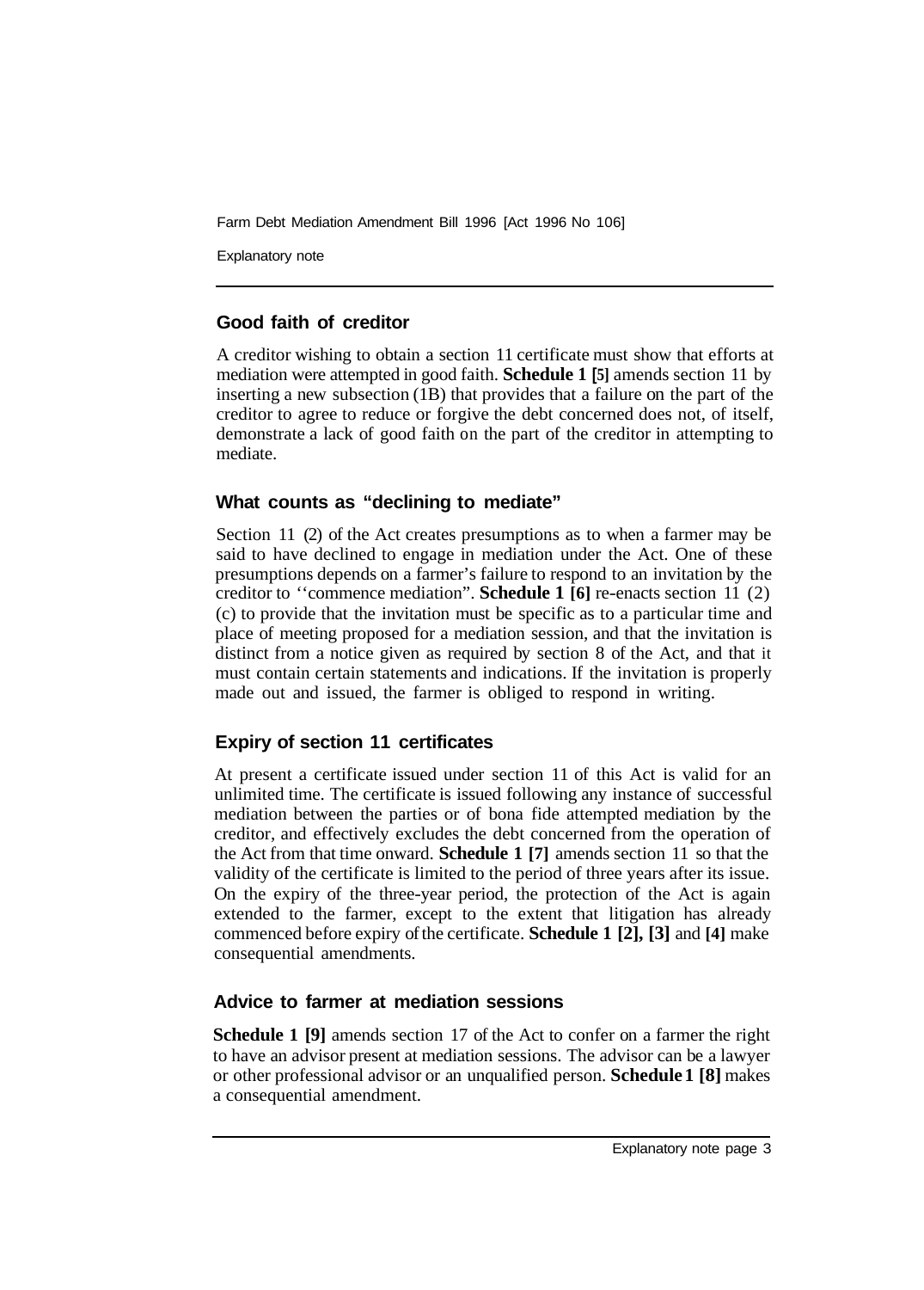## Good faith of creditor

A creditor wishing to obtain a section 11 certificate must show that efforts at mediation were attempted in good faith. **Schedule 1 [5]** amends section 11 by inserting a new subsection (1B) that provides that a failure on the part of the creditor to agree to reduce or forgive the debt concerned does not, of itself, demonstrate a lack of good faith on the part of the creditor in attempting to mediate.

## What counts as "declining to mediate"

Section 11 (2) of the Act creates presumptions as to when a farmer may be said to have declined to engage in mediation under the Act. One of these presumptions depends on a farmer's failure to respond to an invitation by the creditor to ''commence mediation". **Schedule 1 [6]** re-enacts section 11 (2) (c) to provide that the invitation must be specific as to a particular time and place of meeting proposed for a mediation session, and that the invitation is distinct from a notice given as required by section 8 of the Act, and that it must contain certain statements and indications. If the invitation is properly made out and issued, the farmer is obliged to respond in writing.

## Expiry of section 11 certificates

At present a certificate issued under section 11 of this Act is valid for an unlimited time. The certificate is issued following any instance of successful mediation between the parties or of bona fide attempted mediation by the creditor, and effectively excludes the debt concerned from the operation of the Act from that time onward. **Schedule 1 [7]** amends section 11 so that the validity of the certificate is limited to the period of three years after its issue. On the expiry of the three-year period, the protection of the Act is again extended to the farmer, except to the extent that litigation has already commenced before expiry of the certificate. **Schedule 1 [2], [3]** and **[4]** make consequential amendments.

## Advice to farmer at mediation sessions

**Schedule 1 [9]** amends section 17 of the Act to confer on a farmer the right to have an advisor present at mediation sessions. The advisor can be a lawyer or other professional advisor or an unqualified person. **Schedule 1 [8]** makes a consequential amendment.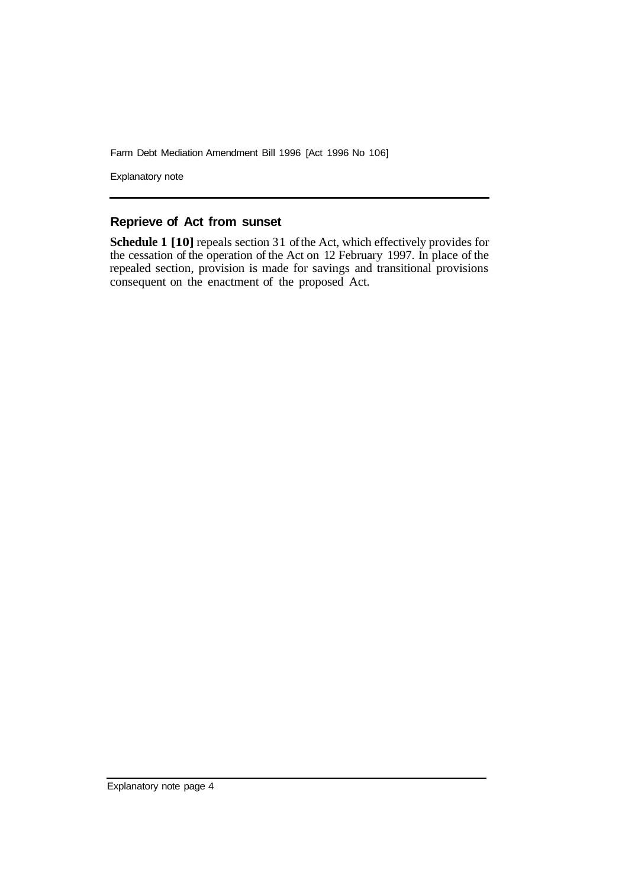## Reprieve of Act from sunset

**Schedule 1 [10]** repeals section 31 of the Act, which effectively provides for the cessation of the operation of the Act on 12 February 1997. In place of the repealed section, provision is made for savings and transitional provisions consequent on the enactment of the proposed Act.